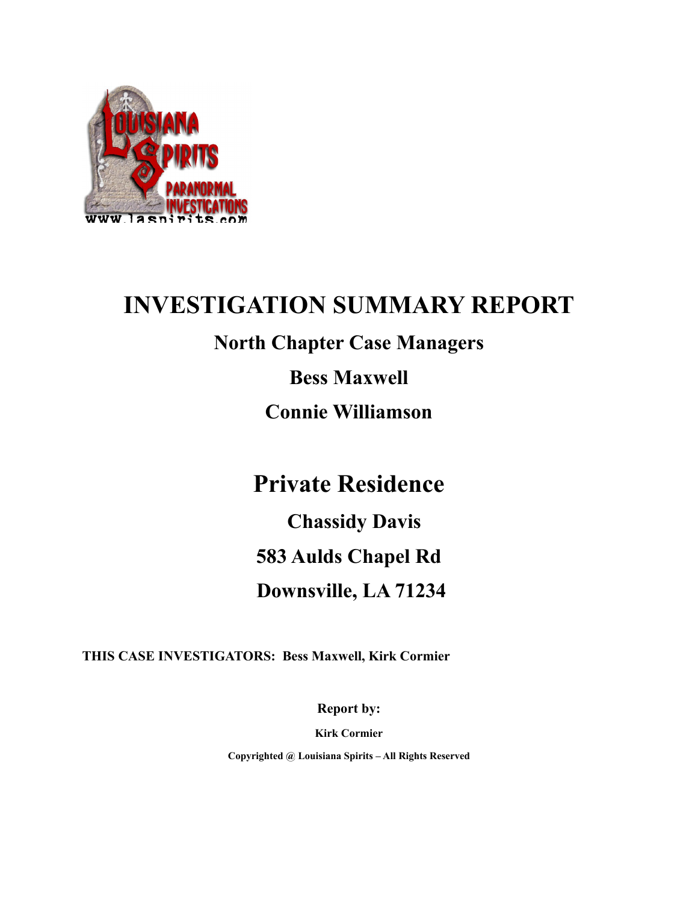# INVESTIGATION SUMMARY REPORT

## North Chapter Case Managers

## Bess Maxwell

## Connie Williamson

# Private Residence

## Chassidy Davis

## 583 Aulds Chapel Rd

## Downsville, LA 71234

**THIS CASE INVESTIGATORS: Bess Maxwell, Kirk Cormier**

**Report by:**

**Kirk Cormier**

**Copyrighted @ Louisiana Spirits – All Rights Reserved**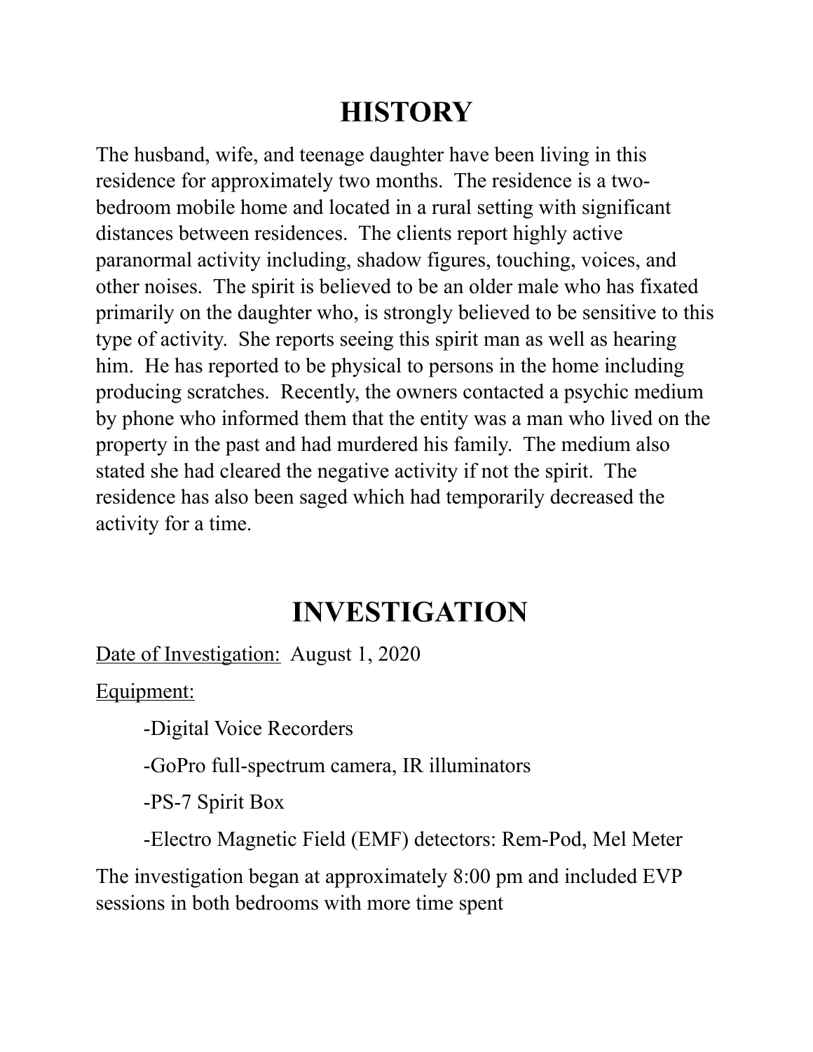# HISTORY

The husband, wife, and teenage daughter have been living in this residence for approximately two months. The residence is a two-bedroom mobile home and located in a rural setting with significant distances between residences. The clients report highly active paranormal activity including, shadow figures, touching, voices, and other noises. The spirit is believed to be an older male who has fixated primarily on the daughter who, is strongly believed to be sensitive to this type of activity. She reports seeing this spirit man as well as hearing him. He has reported to be physical to persons in the home including producing scratches. Recently, the owners contacted a psychic medium by phone who informed them that the entity was a man who lived on the property in the past and had murdered his family. The medium also stated she had cleared the negative activity if not the spirit. The residence has also been saged which had temporarily decreased the activity for a time.

# INVESTIGATION

<u>Date of Investigation:</u> August 1, 2020

<u>Equipment:</u>

- -Digital Voice Recorders
- -GoPro full-spectrum camera, IR illuminators
- -PS-7 Spirit Box
- -Electro Magnetic Field (EMF) detectors: Rem-Pod, Mel Meter

The investigation began at approximately 8:00 pm and included EVP sessions in both bedrooms with more time spent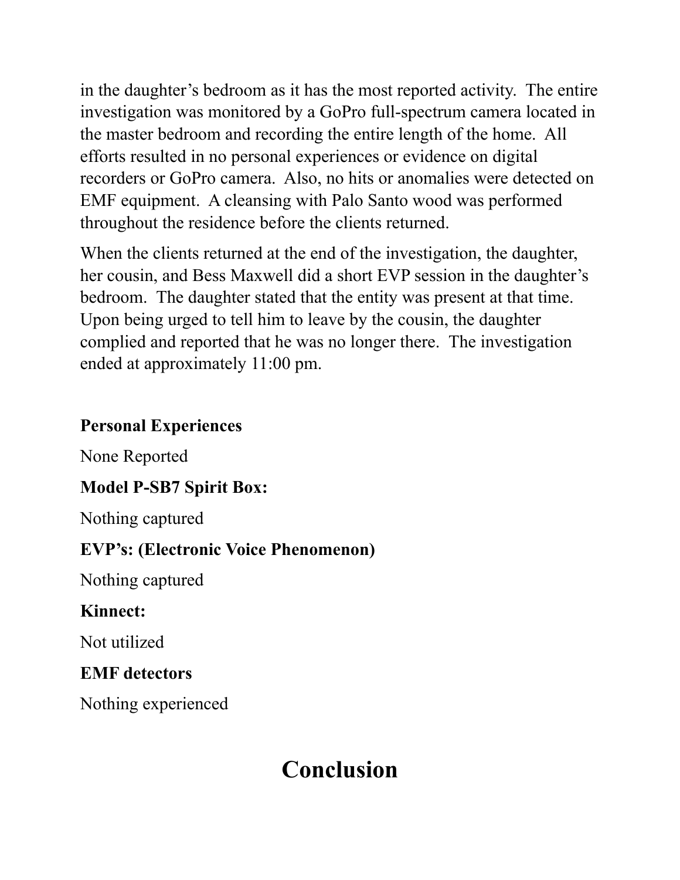in the daughter's bedroom as it has the most reported activity. The entire investigation was monitored by a GoPro full-spectrum camera located in the master bedroom and recording the entire length of the home. All efforts resulted in no personal experiences or evidence on digital recorders or GoPro camera. Also, no hits or anomalies were detected on EMF equipment. A cleansing with Palo Santo wood was performed throughout the residence before the clients returned.

When the clients returned at the end of the investigation, the daughter, her cousin, and Bess Maxwell did a short EVP session in the daughter's bedroom. The daughter stated that the entity was present at that time. Upon being urged to tell him to leave by the cousin, the daughter complied and reported that he was no longer there. The investigation ended at approximately 11:00 pm.

**Personal Experiences**

None Reported

**Model P-SB7 Spirit Box:**

Nothing captured

**EVP's: (Electronic Voice Phenomenon)**

Nothing captured

**Kinnect:**

Not utilized

**EMF detectors**

Nothing experienced

# Conclusion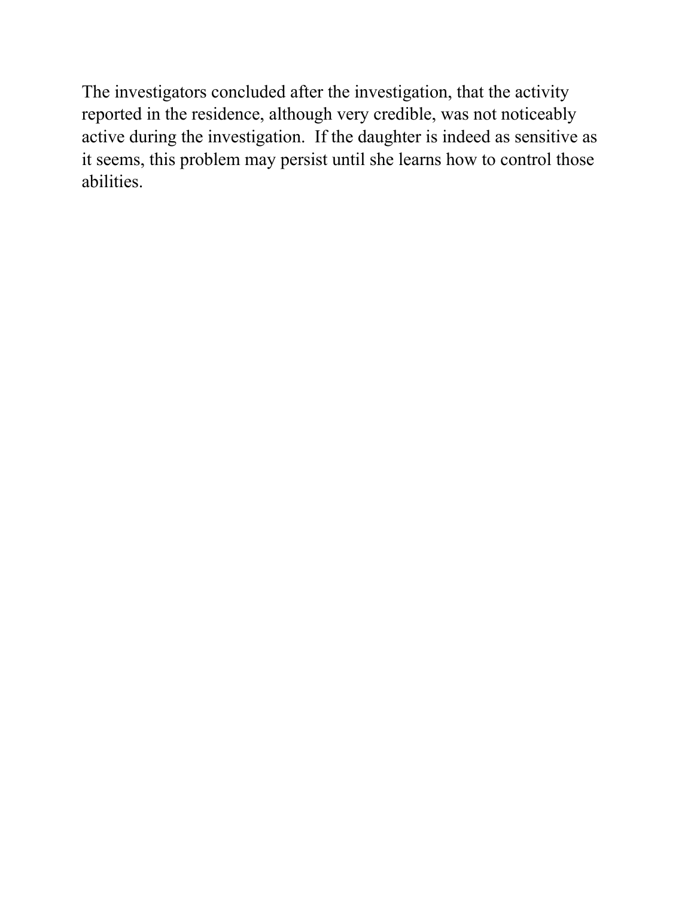The investigators concluded after the investigation, that the activity reported in the residence, although very credible, was not noticeably active during the investigation. If the daughter is indeed as sensitive as it seems, this problem may persist until she learns how to control those abilities.